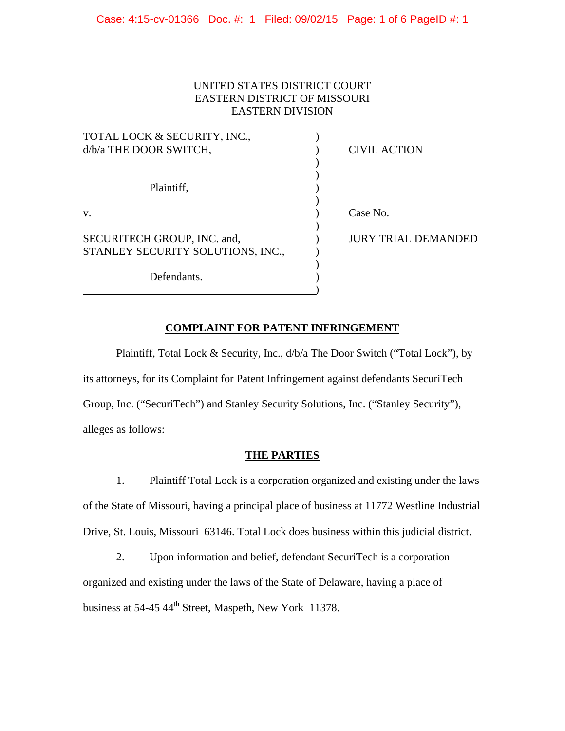UNITED STATES DISTRICT COURT
EASTERN DISTRICT OF MISSOURI
EASTERN DIVISION

| | |
|---|---|
| TOTAL LOCK & SECURITY, INC., d/b/a THE DOOR SWITCH, | CIVIL ACTION |
| Plaintiff, | |
| v. | Case No. |
| SECURITECH GROUP, INC. and, STANLEY SECURITY SOLUTIONS, INC., | JURY TRIAL DEMANDED |
| Defendants. | |

## COMPLAINT FOR PATENT INFRINGEMENT

Plaintiff, Total Lock & Security, Inc., d/b/a The Door Switch ("Total Lock"), by its attorneys, for its Complaint for Patent Infringement against defendants SecuriTech Group, Inc. ("SecuriTech") and Stanley Security Solutions, Inc. ("Stanley Security"), alleges as follows:

## THE PARTIES

1. Plaintiff Total Lock is a corporation organized and existing under the laws of the State of Missouri, having a principal place of business at 11772 Westline Industrial Drive, St. Louis, Missouri 63146. Total Lock does business within this judicial district.

2. Upon information and belief, defendant SecuriTech is a corporation organized and existing under the laws of the State of Delaware, having a place of business at 54-45 44th Street, Maspeth, New York 11378.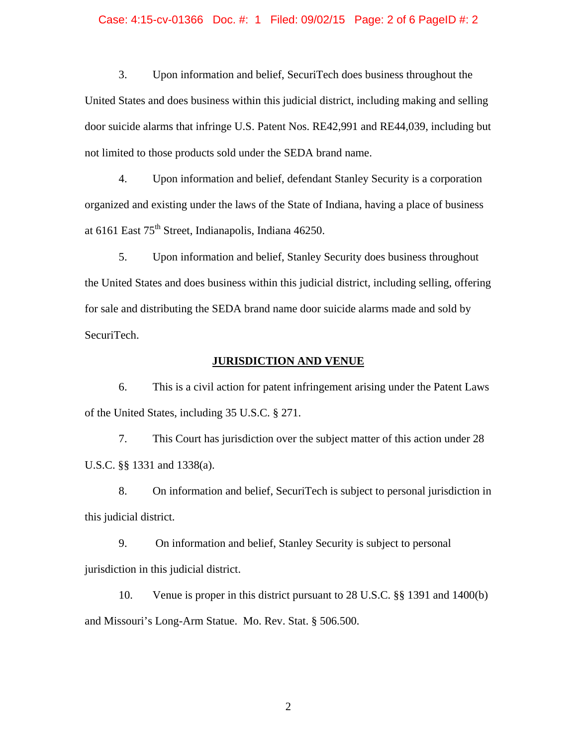3. Upon information and belief, SecuriTech does business throughout the United States and does business within this judicial district, including making and selling door suicide alarms that infringe U.S. Patent Nos. RE42,991 and RE44,039, including but not limited to those products sold under the SEDA brand name.

4. Upon information and belief, defendant Stanley Security is a corporation organized and existing under the laws of the State of Indiana, having a place of business at 6161 East 75th Street, Indianapolis, Indiana 46250.

5. Upon information and belief, Stanley Security does business throughout the United States and does business within this judicial district, including selling, offering for sale and distributing the SEDA brand name door suicide alarms made and sold by SecuriTech.

## JURISDICTION AND VENUE

6. This is a civil action for patent infringement arising under the Patent Laws of the United States, including 35 U.S.C. § 271.

7. This Court has jurisdiction over the subject matter of this action under 28 U.S.C. §§ 1331 and 1338(a).

8. On information and belief, SecuriTech is subject to personal jurisdiction in this judicial district.

9. On information and belief, Stanley Security is subject to personal jurisdiction in this judicial district.

10. Venue is proper in this district pursuant to 28 U.S.C. §§ 1391 and 1400(b) and Missouri's Long-Arm Statue. Mo. Rev. Stat. § 506.500.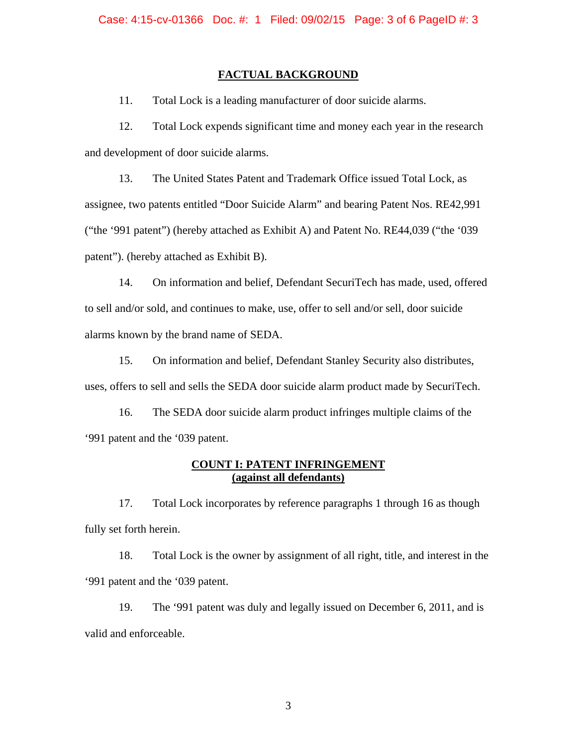## FACTUAL BACKGROUND

11. Total Lock is a leading manufacturer of door suicide alarms.

12. Total Lock expends significant time and money each year in the research and development of door suicide alarms.

13. The United States Patent and Trademark Office issued Total Lock, as assignee, two patents entitled "Door Suicide Alarm" and bearing Patent Nos. RE42,991 ("the '991 patent") (hereby attached as Exhibit A) and Patent No. RE44,039 ("the '039 patent"). (hereby attached as Exhibit B).

14. On information and belief, Defendant SecuriTech has made, used, offered to sell and/or sold, and continues to make, use, offer to sell and/or sell, door suicide alarms known by the brand name of SEDA.

15. On information and belief, Defendant Stanley Security also distributes, uses, offers to sell and sells the SEDA door suicide alarm product made by SecuriTech.

16. The SEDA door suicide alarm product infringes multiple claims of the '991 patent and the '039 patent.

## COUNT I: PATENT INFRINGEMENT (against all defendants)

17. Total Lock incorporates by reference paragraphs 1 through 16 as though fully set forth herein.

18. Total Lock is the owner by assignment of all right, title, and interest in the '991 patent and the '039 patent.

19. The '991 patent was duly and legally issued on December 6, 2011, and is valid and enforceable.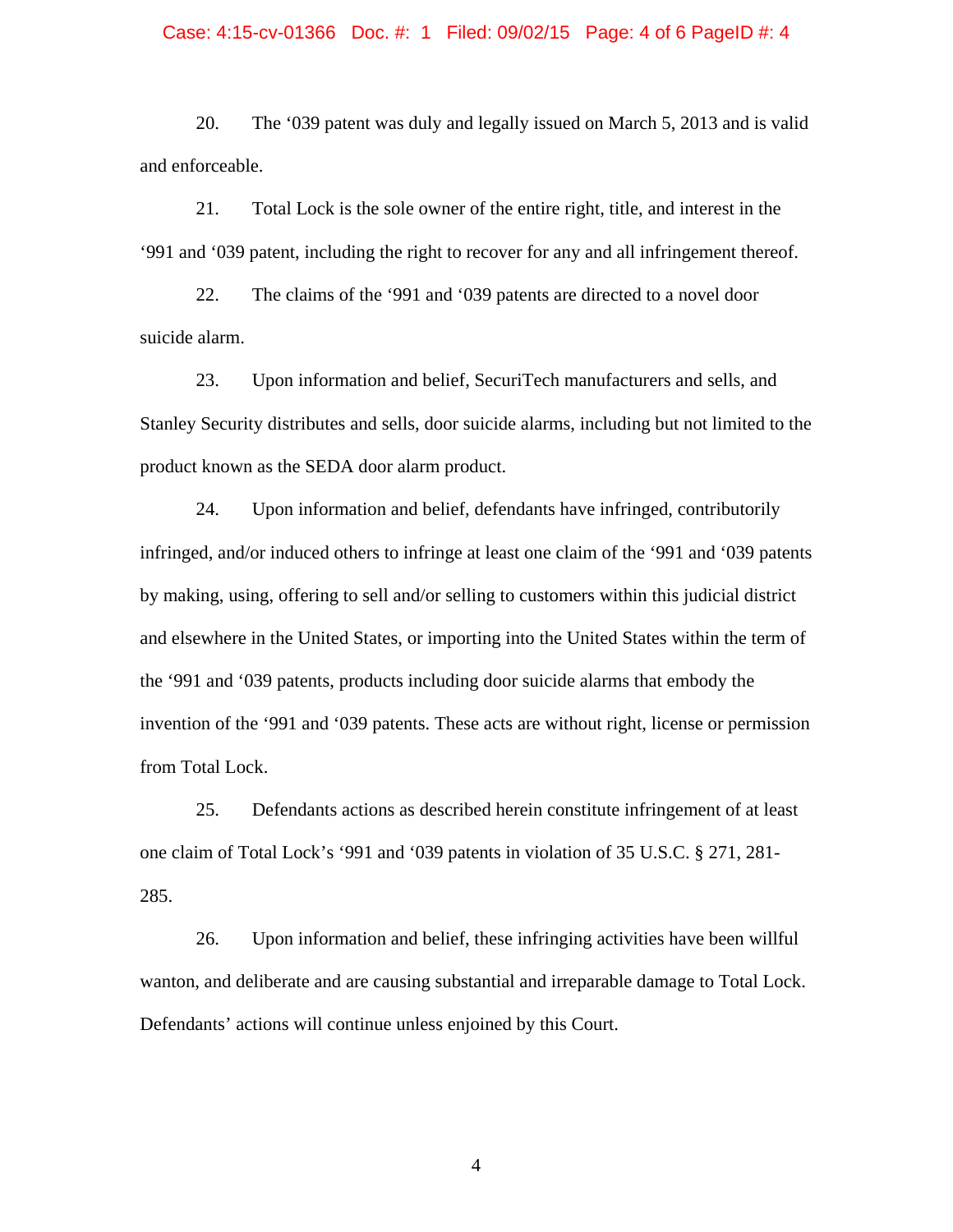20. The '039 patent was duly and legally issued on March 5, 2013 and is valid and enforceable.

21. Total Lock is the sole owner of the entire right, title, and interest in the '991 and '039 patent, including the right to recover for any and all infringement thereof.

22. The claims of the '991 and '039 patents are directed to a novel door suicide alarm.

23. Upon information and belief, SecuriTech manufacturers and sells, and Stanley Security distributes and sells, door suicide alarms, including but not limited to the product known as the SEDA door alarm product.

24. Upon information and belief, defendants have infringed, contributorily infringed, and/or induced others to infringe at least one claim of the '991 and '039 patents by making, using, offering to sell and/or selling to customers within this judicial district and elsewhere in the United States, or importing into the United States within the term of the '991 and '039 patents, products including door suicide alarms that embody the invention of the '991 and '039 patents. These acts are without right, license or permission from Total Lock.

25. Defendants actions as described herein constitute infringement of at least one claim of Total Lock's '991 and '039 patents in violation of 35 U.S.C. § 271, 281-285.

26. Upon information and belief, these infringing activities have been willful wanton, and deliberate and are causing substantial and irreparable damage to Total Lock. Defendants' actions will continue unless enjoined by this Court.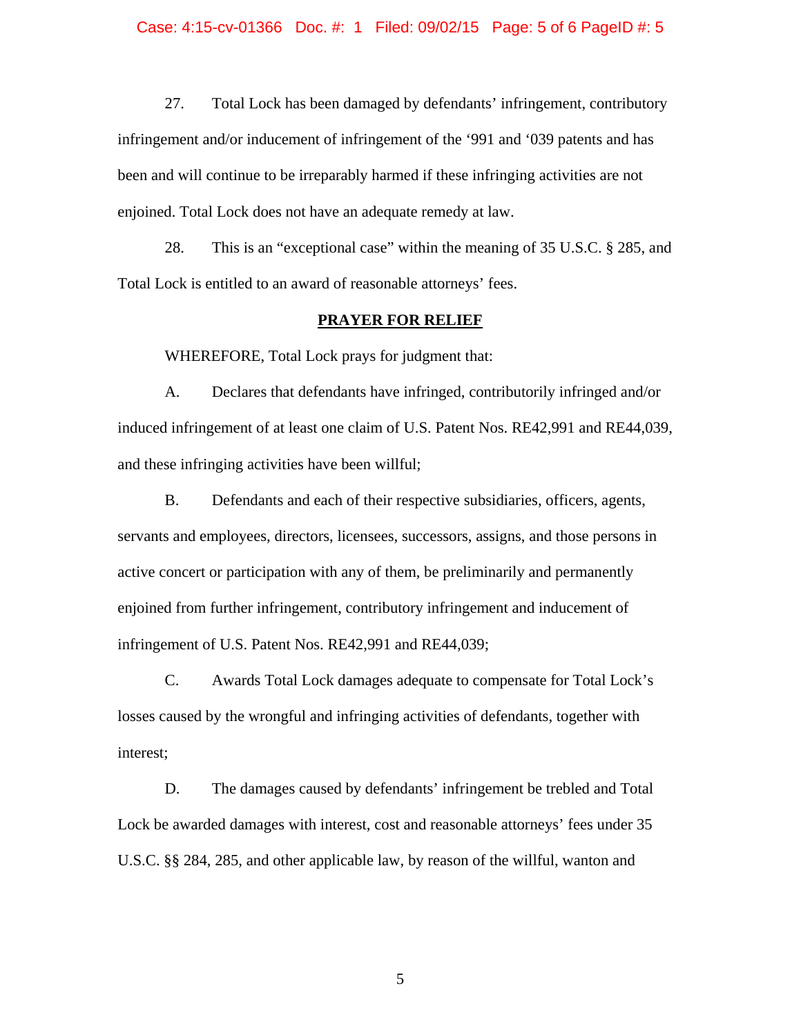27. Total Lock has been damaged by defendants' infringement, contributory infringement and/or inducement of infringement of the '991 and '039 patents and has been and will continue to be irreparably harmed if these infringing activities are not enjoined. Total Lock does not have an adequate remedy at law.

28. This is an "exceptional case" within the meaning of 35 U.S.C. § 285, and Total Lock is entitled to an award of reasonable attorneys' fees.

## PRAYER FOR RELIEF

WHEREFORE, Total Lock prays for judgment that:

A. Declares that defendants have infringed, contributorily infringed and/or induced infringement of at least one claim of U.S. Patent Nos. RE42,991 and RE44,039, and these infringing activities have been willful;

B. Defendants and each of their respective subsidiaries, officers, agents, servants and employees, directors, licensees, successors, assigns, and those persons in active concert or participation with any of them, be preliminarily and permanently enjoined from further infringement, contributory infringement and inducement of infringement of U.S. Patent Nos. RE42,991 and RE44,039;

C. Awards Total Lock damages adequate to compensate for Total Lock's losses caused by the wrongful and infringing activities of defendants, together with interest;

D. The damages caused by defendants' infringement be trebled and Total Lock be awarded damages with interest, cost and reasonable attorneys' fees under 35 U.S.C. §§ 284, 285, and other applicable law, by reason of the willful, wanton and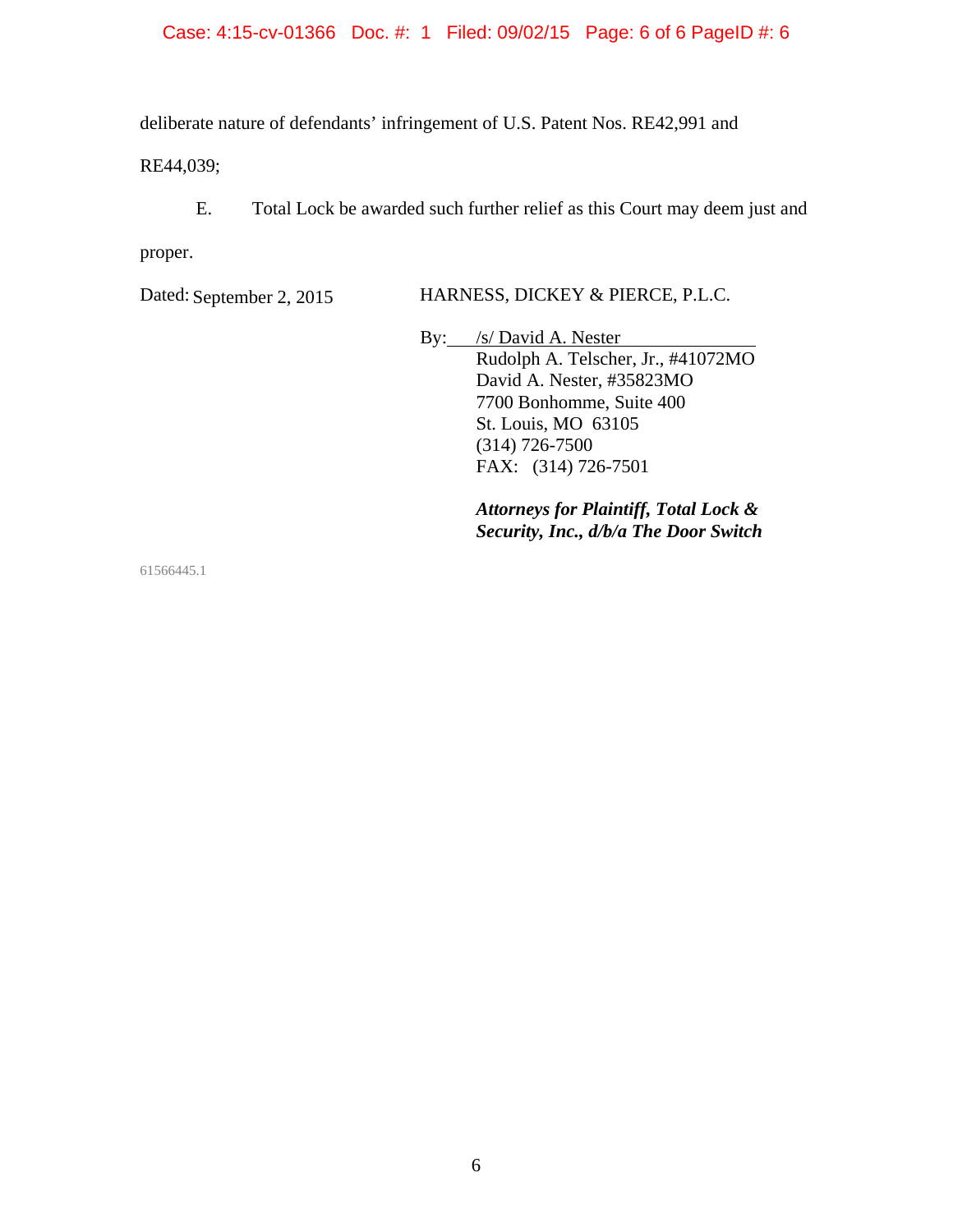deliberate nature of defendants' infringement of U.S. Patent Nos. RE42,991 and RE44,039;

E. Total Lock be awarded such further relief as this Court may deem just and proper.

Dated: September 2, 2015

HARNESS, DICKEY & PIERCE, P.L.C.

By: /s/ David A. Nester
Rudolph A. Telscher, Jr., #41072MO
David A. Nester, #35823MO
7700 Bonhomme, Suite 400
St. Louis, MO 63105
(314) 726-7500
FAX: (314) 726-7501

***Attorneys for Plaintiff, Total Lock & Security, Inc., d/b/a The Door Switch***

61566445.1